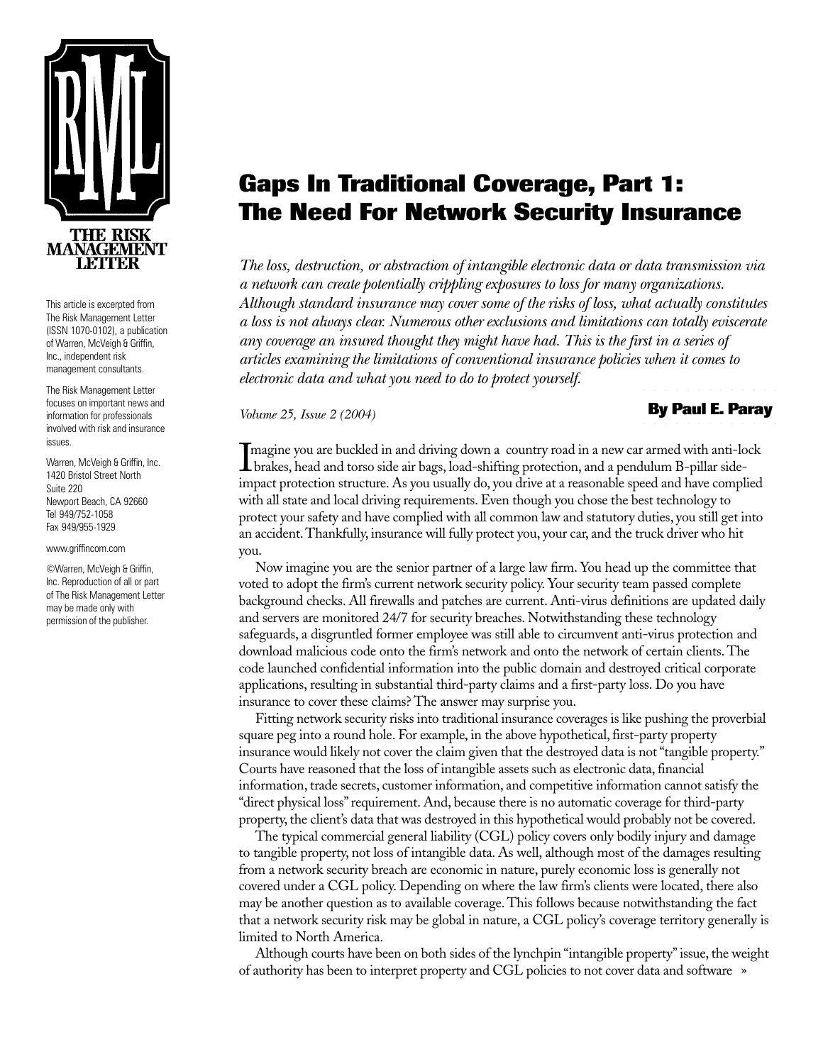THE RISK MANAGEMENT LETTER

This article is excerpted from The Risk Management Letter (ISSN 1070-0102), a publication of Warren, McVeigh & Griffin, Inc., independent risk management consultants.

The Risk Management Letter focuses on important news and information for professionals involved with risk and insurance issues.

Warren, McVeigh & Griffin, Inc.
1420 Bristol Street North
Suite 220
Newport Beach, CA 92660
Tel 949/752-1058
Fax 949/955-1929

www.griffincom.com

©Warren, McVeigh & Griffin, Inc. Reproduction of all or part of The Risk Management Letter may be made only with permission of the publisher.

# Gaps In Traditional Coverage, Part 1: The Need For Network Security Insurance

*The loss, destruction, or abstraction of intangible electronic data or data transmission via a network can create potentially crippling exposures to loss for many organizations. Although standard insurance may cover some of the risks of loss, what actually constitutes a loss is not always clear. Numerous other exclusions and limitations can totally eviscerate any coverage an insured thought they might have had. This is the first in a series of articles examining the limitations of conventional insurance policies when it comes to electronic data and what you need to do to protect yourself.*

*Volume 25, Issue 2 (2004)*

**By Paul E. Paray**

Imagine you are buckled in and driving down a country road in a new car armed with anti-lock brakes, head and torso side air bags, load-shifting protection, and a pendulum B-pillar side-impact protection structure. As you usually do, you drive at a reasonable speed and have complied with all state and local driving requirements. Even though you chose the best technology to protect your safety and have complied with all common law and statutory duties, you still get into an accident. Thankfully, insurance will fully protect you, your car, and the truck driver who hit you.

Now imagine you are the senior partner of a large law firm. You head up the committee that voted to adopt the firm's current network security policy. Your security team passed complete background checks. All firewalls and patches are current. Anti-virus definitions are updated daily and servers are monitored 24/7 for security breaches. Notwithstanding these technology safeguards, a disgruntled former employee was still able to circumvent anti-virus protection and download malicious code onto the firm's network and onto the network of certain clients. The code launched confidential information into the public domain and destroyed critical corporate applications, resulting in substantial third-party claims and a first-party loss. Do you have insurance to cover these claims? The answer may surprise you.

Fitting network security risks into traditional insurance coverages is like pushing the proverbial square peg into a round hole. For example, in the above hypothetical, first-party property insurance would likely not cover the claim given that the destroyed data is not "tangible property." Courts have reasoned that the loss of intangible assets such as electronic data, financial information, trade secrets, customer information, and competitive information cannot satisfy the "direct physical loss" requirement. And, because there is no automatic coverage for third-party property, the client's data that was destroyed in this hypothetical would probably not be covered.

The typical commercial general liability (CGL) policy covers only bodily injury and damage to tangible property, not loss of intangible data. As well, although most of the damages resulting from a network security breach are economic in nature, purely economic loss is generally not covered under a CGL policy. Depending on where the law firm's clients were located, there also may be another question as to available coverage. This follows because notwithstanding the fact that a network security risk may be global in nature, a CGL policy's coverage territory generally is limited to North America.

Although courts have been on both sides of the lynchpin "intangible property" issue, the weight of authority has been to interpret property and CGL policies to not cover data and software »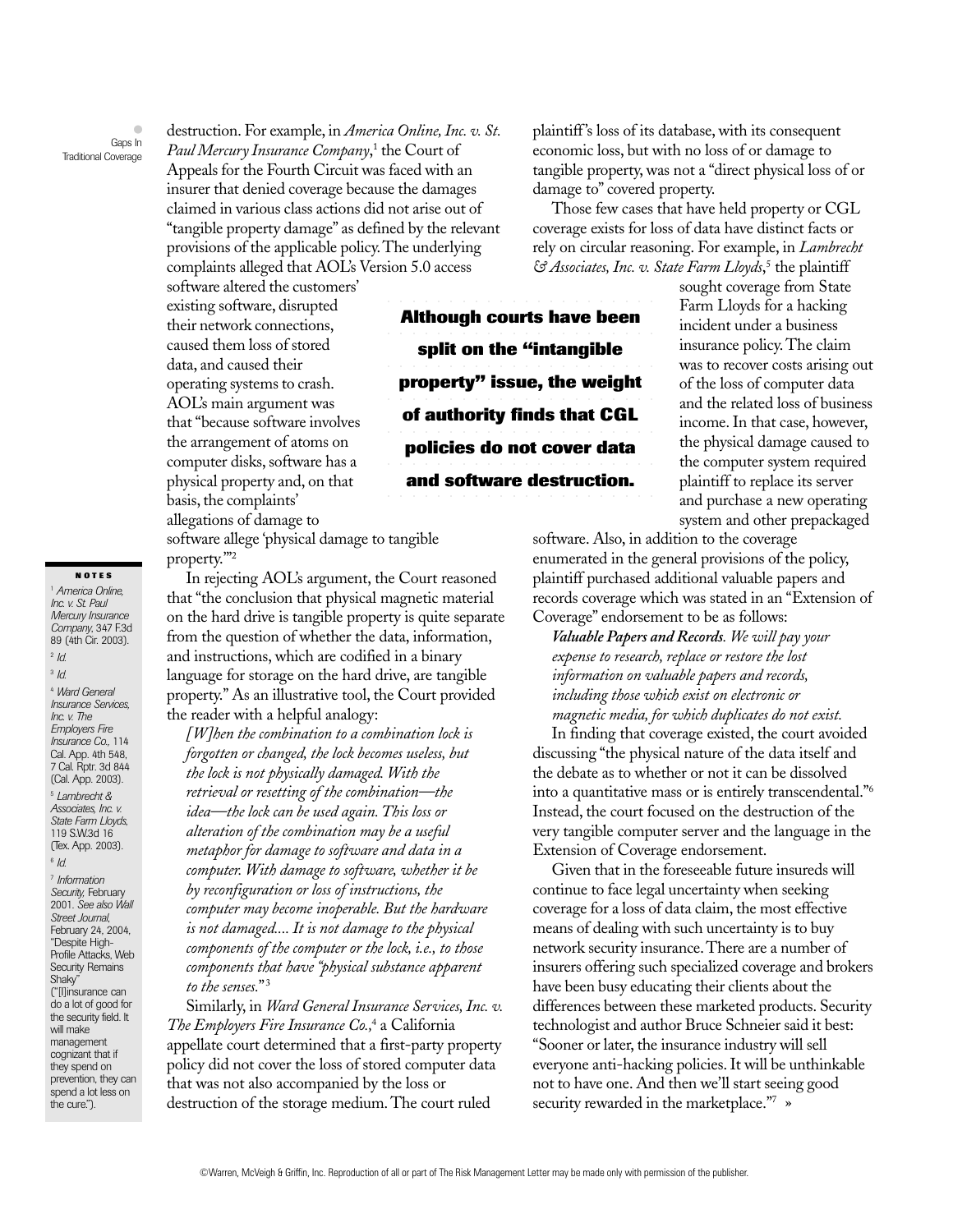destruction. For example, in *America Online, Inc. v. St. Paul Mercury Insurance Company*,[1] the Court of Appeals for the Fourth Circuit was faced with an insurer that denied coverage because the damages claimed in various class actions did not arise out of "tangible property damage" as defined by the relevant provisions of the applicable policy. The underlying complaints alleged that AOL's Version 5.0 access software altered the customers' existing software, disrupted their network connections, caused them loss of stored data, and caused their operating systems to crash. AOL's main argument was that "because software involves the arrangement of atoms on computer disks, software has a physical property and, on that basis, the complaints' allegations of damage to software allege 'physical damage to tangible property.'"[2]

**Although courts have been split on the "intangible property" issue, the weight of authority finds that CGL policies do not cover data and software destruction.**

In rejecting AOL's argument, the Court reasoned that "the conclusion that physical magnetic material on the hard drive is tangible property is quite separate from the question of whether the data, information, and instructions, which are codified in a binary language for storage on the hard drive, are tangible property." As an illustrative tool, the Court provided the reader with a helpful analogy:

> *[W]hen the combination to a combination lock is forgotten or changed, the lock becomes useless, but the lock is not physically damaged. With the retrieval or resetting of the combination—the idea—the lock can be used again. This loss or alteration of the combination may be a useful metaphor for damage to software and data in a computer. With damage to software, whether it be by reconfiguration or loss of instructions, the computer may become inoperable. But the hardware is not damaged.... It is not damage to the physical components of the computer or the lock, i.e., to those components that have "physical substance apparent to the senses."*[3]

Similarly, in *Ward General Insurance Services, Inc. v. The Employers Fire Insurance Co.*,[4] a California appellate court determined that a first-party property policy did not cover the loss of stored computer data that was not also accompanied by the loss or destruction of the storage medium. The court ruled plaintiff's loss of its database, with its consequent economic loss, but with no loss of or damage to tangible property, was not a "direct physical loss of or damage to" covered property.

Those few cases that have held property or CGL coverage exists for loss of data have distinct facts or rely on circular reasoning. For example, in *Lambrecht & Associates, Inc. v. State Farm Lloyds*,[5] the plaintiff sought coverage from State Farm Lloyds for a hacking incident under a business insurance policy. The claim was to recover costs arising out of the loss of computer data and the related loss of business income. In that case, however, the physical damage caused to the computer system required plaintiff to replace its server and purchase a new operating system and other prepackaged software. Also, in addition to the coverage enumerated in the general provisions of the policy, plaintiff purchased additional valuable papers and records coverage which was stated in an "Extension of Coverage" endorsement to be as follows:

> ***Valuable Papers and Records****. We will pay your expense to research, replace or restore the lost information on valuable papers and records, including those which exist on electronic or magnetic media, for which duplicates do not exist.*

In finding that coverage existed, the court avoided discussing "the physical nature of the data itself and the debate as to whether or not it can be dissolved into a quantitative mass or is entirely transcendental."[6] Instead, the court focused on the destruction of the very tangible computer server and the language in the Extension of Coverage endorsement.

Given that in the foreseeable future insureds will continue to face legal uncertainty when seeking coverage for a loss of data claim, the most effective means of dealing with such uncertainty is to buy network security insurance. There are a number of insurers offering such specialized coverage and brokers have been busy educating their clients about the differences between these marketed products. Security technologist and author Bruce Schneier said it best: "Sooner or later, the insurance industry will sell everyone anti-hacking policies. It will be unthinkable not to have one. And then we'll start seeing good security rewarded in the marketplace."[7] »

**NOTES**

1 *America Online, Inc. v. St. Paul Mercury Insurance Company*, 347 F.3d 89 (4th Cir. 2003).

2 *Id.*

3 *Id.*

4 *Ward General Insurance Services, Inc. v. The Employers Fire Insurance Co.*, 114 Cal. App. 4th 548, 7 Cal. Rptr. 3d 844 (Cal. App. 2003).

5 *Lambrecht & Associates, Inc. v. State Farm Lloyds*, 119 S.W.3d 16 (Tex. App. 2003).

6 *Id.*

7 *Information Security*, February 2001. *See also Wall Street Journal*, February 24, 2004, "Despite High-Profile Attacks, Web Security Remains Shaky" ("[I]nsurance can do a lot of good for the security field. It will make management cognizant that if they spend on prevention, they can spend a lot less on the cure.").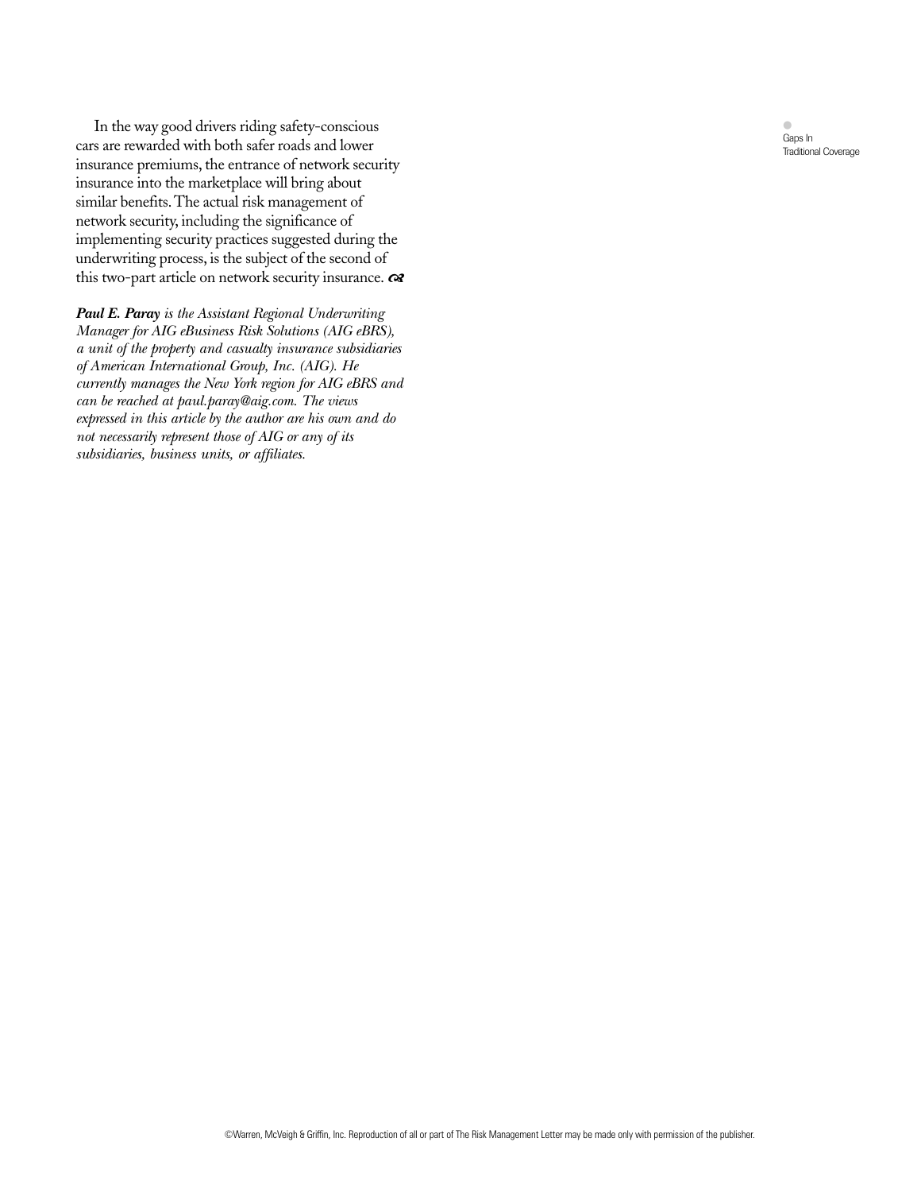In the way good drivers riding safety-conscious cars are rewarded with both safer roads and lower insurance premiums, the entrance of network security insurance into the marketplace will bring about similar benefits. The actual risk management of network security, including the significance of implementing security practices suggested during the underwriting process, is the subject of the second of this two-part article on network security insurance.

***Paul E. Paray** is the Assistant Regional Underwriting Manager for AIG eBusiness Risk Solutions (AIG eBRS), a unit of the property and casualty insurance subsidiaries of American International Group, Inc. (AIG). He currently manages the New York region for AIG eBRS and can be reached at paul.paray@aig.com. The views expressed in this article by the author are his own and do not necessarily represent those of AIG or any of its subsidiaries, business units, or affiliates.*